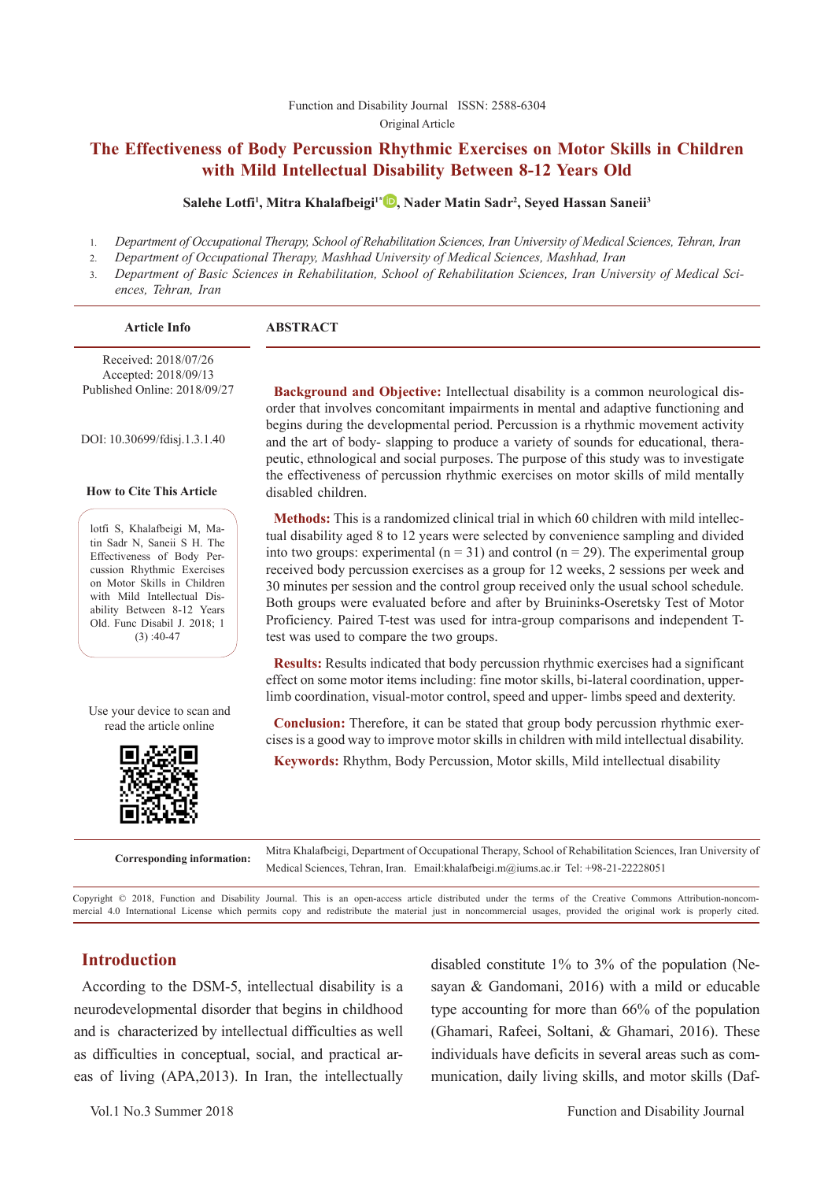Function and Disability Journal ISSN: 2588-6304

Original Article

# The Effectiveness of Body Percussion Rhythmic Exercises on Motor Skills in Children with Mild Intellectual Disability Between 8-12 Years Old

**Salehe Lotfi[1], Mitra Khalafbeigi[1*], Nader Matin Sadr[2], Seyed Hassan Saneii[3]**

1. *Department of Occupational Therapy, School of Rehabilitation Sciences, Iran University of Medical Sciences, Tehran, Iran*
2. *Department of Occupational Therapy, Mashhad University of Medical Sciences, Mashhad, Iran*
3. *Department of Basic Sciences in Rehabilitation, School of Rehabilitation Sciences, Iran University of Medical Sciences, Tehran, Iran*

**Article Info**

Received: 2018/07/26
Accepted: 2018/09/13
Published Online: 2018/09/27

DOI: 10.30699/fdisj.1.3.1.40

**How to Cite This Article**

lotfi S, Khalafbeigi M, Matin Sadr N, Saneii S H. The Effectiveness of Body Percussion Rhythmic Exercises on Motor Skills in Children with Mild Intellectual Disability Between 8-12 Years Old. Func Disabil J. 2018; 1 (3) :40-47

Use your device to scan and read the article online

## ABSTRACT

**Background and Objective:** Intellectual disability is a common neurological disorder that involves concomitant impairments in mental and adaptive functioning and begins during the developmental period. Percussion is a rhythmic movement activity and the art of body- slapping to produce a variety of sounds for educational, therapeutic, ethnological and social purposes. The purpose of this study was to investigate the effectiveness of percussion rhythmic exercises on motor skills of mild mentally disabled children.

**Methods:** This is a randomized clinical trial in which 60 children with mild intellectual disability aged 8 to 12 years were selected by convenience sampling and divided into two groups: experimental (n = 31) and control (n = 29). The experimental group received body percussion exercises as a group for 12 weeks, 2 sessions per week and 30 minutes per session and the control group received only the usual school schedule. Both groups were evaluated before and after by Bruininks-Oseretsky Test of Motor Proficiency. Paired T-test was used for intra-group comparisons and independent T-test was used to compare the two groups.

**Results:** Results indicated that body percussion rhythmic exercises had a significant effect on some motor items including: fine motor skills, bi-lateral coordination, upper-limb coordination, visual-motor control, speed and upper- limbs speed and dexterity.

**Conclusion:** Therefore, it can be stated that group body percussion rhythmic exercises is a good way to improve motor skills in children with mild intellectual disability.

**Keywords:** Rhythm, Body Percussion, Motor skills, Mild intellectual disability

**Corresponding information:** Mitra Khalafbeigi, Department of Occupational Therapy, School of Rehabilitation Sciences, Iran University of Medical Sciences, Tehran, Iran. Email:khalafbeigi.m@iums.ac.ir Tel: +98-21-22228051

Copyright © 2018, Function and Disability Journal. This is an open-access article distributed under the terms of the Creative Commons Attribution-noncommercial 4.0 International License which permits copy and redistribute the material just in noncommercial usages, provided the original work is properly cited.

## Introduction

According to the DSM-5, intellectual disability is a neurodevelopmental disorder that begins in childhood and is characterized by intellectual difficulties as well as difficulties in conceptual, social, and practical areas of living (APA,2013). In Iran, the intellectually disabled constitute 1% to 3% of the population (Nesayan & Gandomani, 2016) with a mild or educable type accounting for more than 66% of the population (Ghamari, Rafeei, Soltani, & Ghamari, 2016). These individuals have deficits in several areas such as communication, daily living skills, and motor skills (Daf-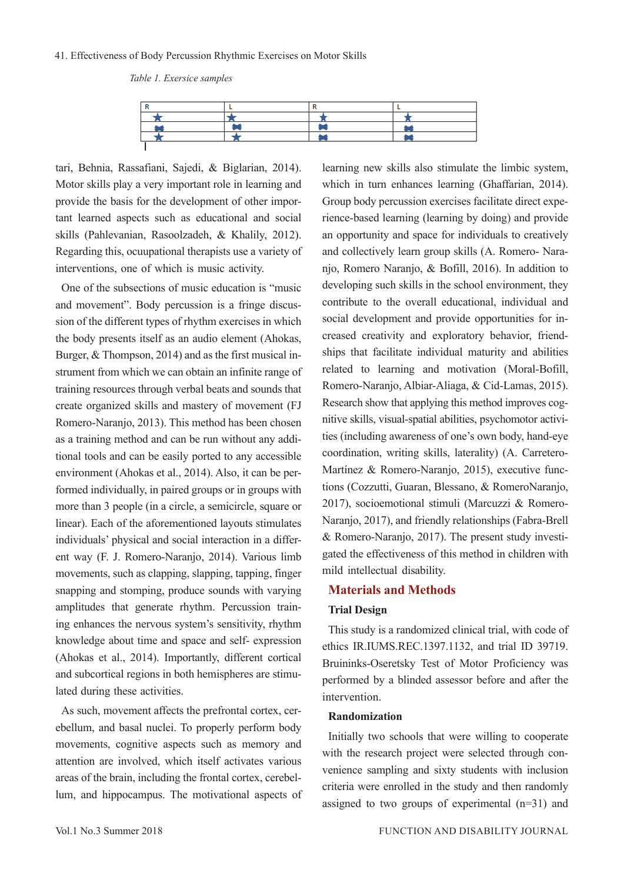*Table 1. Exersice samples*

| R | L | R | L |
|---|---|---|---|
| ★ | ★ | ★ | ★ |
| ✖ | ✖ | ✖ | ✖ |
| ★ | ★ | ✖ | ✖ |

tari, Behnia, Rassafiani, Sajedi, & Biglarian, 2014). Motor skills play a very important role in learning and provide the basis for the development of other important learned aspects such as educational and social skills (Pahlevanian, Rasoolzadeh, & Khalily, 2012). Regarding this, ocuupational therapists use a variety of interventions, one of which is music activity.

One of the subsections of music education is "music and movement". Body percussion is a fringe discussion of the different types of rhythm exercises in which the body presents itself as an audio element (Ahokas, Burger, & Thompson, 2014) and as the first musical instrument from which we can obtain an infinite range of training resources through verbal beats and sounds that create organized skills and mastery of movement (FJ Romero-Naranjo, 2013). This method has been chosen as a training method and can be run without any additional tools and can be easily ported to any accessible environment (Ahokas et al., 2014). Also, it can be performed individually, in paired groups or in groups with more than 3 people (in a circle, a semicircle, square or linear). Each of the aforementioned layouts stimulates individuals' physical and social interaction in a different way (F. J. Romero-Naranjo, 2014). Various limb movements, such as clapping, slapping, tapping, finger snapping and stomping, produce sounds with varying amplitudes that generate rhythm. Percussion training enhances the nervous system's sensitivity, rhythm knowledge about time and space and self- expression (Ahokas et al., 2014). Importantly, different cortical and subcortical regions in both hemispheres are stimulated during these activities.

As such, movement affects the prefrontal cortex, cerebellum, and basal nuclei. To properly perform body movements, cognitive aspects such as memory and attention are involved, which itself activates various areas of the brain, including the frontal cortex, cerebellum, and hippocampus. The motivational aspects of learning new skills also stimulate the limbic system, which in turn enhances learning (Ghaffarian, 2014). Group body percussion exercises facilitate direct experience-based learning (learning by doing) and provide an opportunity and space for individuals to creatively and collectively learn group skills (A. Romero- Naranjo, Romero Naranjo, & Bofill, 2016). In addition to developing such skills in the school environment, they contribute to the overall educational, individual and social development and provide opportunities for increased creativity and exploratory behavior, friendships that facilitate individual maturity and abilities related to learning and motivation (Moral-Bofill, Romero-Naranjo, Albiar-Aliaga, & Cid-Lamas, 2015). Research show that applying this method improves cognitive skills, visual-spatial abilities, psychomotor activities (including awareness of one's own body, hand-eye coordination, writing skills, laterality) (A. Carretero-Martínez & Romero-Naranjo, 2015), executive functions (Cozzutti, Guaran, Blessano, & RomeroNaranjo, 2017), socioemotional stimuli (Marcuzzi & Romero-Naranjo, 2017), and friendly relationships (Fabra-Brell & Romero-Naranjo, 2017). The present study investigated the effectiveness of this method in children with mild intellectual disability.

## Materials and Methods

### Trial Design

This study is a randomized clinical trial, with code of ethics IR.IUMS.REC.1397.1132, and trial ID 39719. Bruininks-Oseretsky Test of Motor Proficiency was performed by a blinded assessor before and after the intervention.

### Randomization

Initially two schools that were willing to cooperate with the research project were selected through convenience sampling and sixty students with inclusion criteria were enrolled in the study and then randomly assigned to two groups of experimental (n=31) and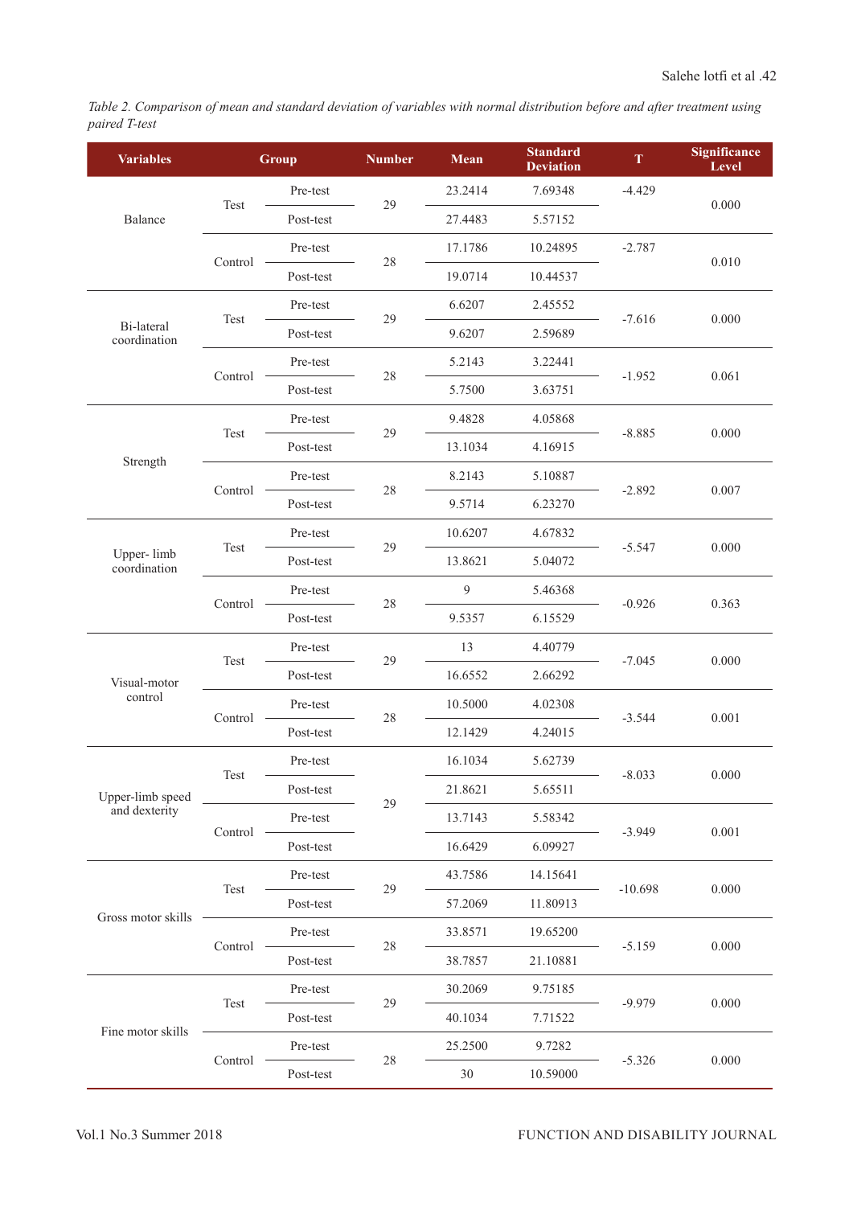*Table 2. Comparison of mean and standard deviation of variables with normal distribution before and after treatment using paired T-test*

| Variables | Group | | Number | Mean | Standard Deviation | T | Significance Level |
|---|---|---|---|---|---|---|---|
| Balance | Test | Pre-test | 29 | 23.2414 | 7.69348 | -4.429 | 0.000 |
| | | Post-test | | 27.4483 | 5.57152 | | |
| | Control | Pre-test | 28 | 17.1786 | 10.24895 | -2.787 | 0.010 |
| | | Post-test | | 19.0714 | 10.44537 | | |
| Bi-lateral coordination | Test | Pre-test | 29 | 6.6207 | 2.45552 | -7.616 | 0.000 |
| | | Post-test | | 9.6207 | 2.59689 | | |
| | Control | Pre-test | 28 | 5.2143 | 3.22441 | -1.952 | 0.061 |
| | | Post-test | | 5.7500 | 3.63751 | | |
| Strength | Test | Pre-test | 29 | 9.4828 | 4.05868 | -8.885 | 0.000 |
| | | Post-test | | 13.1034 | 4.16915 | | |
| | Control | Pre-test | 28 | 8.2143 | 5.10887 | -2.892 | 0.007 |
| | | Post-test | | 9.5714 | 6.23270 | | |
| Upper- limb coordination | Test | Pre-test | 29 | 10.6207 | 4.67832 | -5.547 | 0.000 |
| | | Post-test | | 13.8621 | 5.04072 | | |
| | Control | Pre-test | 28 | 9 | 5.46368 | -0.926 | 0.363 |
| | | Post-test | | 9.5357 | 6.15529 | | |
| Visual-motor control | Test | Pre-test | 29 | 13 | 4.40779 | -7.045 | 0.000 |
| | | Post-test | | 16.6552 | 2.66292 | | |
| | Control | Pre-test | 28 | 10.5000 | 4.02308 | -3.544 | 0.001 |
| | | Post-test | | 12.1429 | 4.24015 | | |
| Upper-limb speed and dexterity | Test | Pre-test | 29 | 16.1034 | 5.62739 | -8.033 | 0.000 |
| | | Post-test | | 21.8621 | 5.65511 | | |
| | Control | Pre-test | | 13.7143 | 5.58342 | -3.949 | 0.001 |
| | | Post-test | | 16.6429 | 6.09927 | | |
| Gross motor skills | Test | Pre-test | 29 | 43.7586 | 14.15641 | -10.698 | 0.000 |
| | | Post-test | | 57.2069 | 11.80913 | | |
| | Control | Pre-test | 28 | 33.8571 | 19.65200 | -5.159 | 0.000 |
| | | Post-test | | 38.7857 | 21.10881 | | |
| Fine motor skills | Test | Pre-test | 29 | 30.2069 | 9.75185 | -9.979 | 0.000 |
| | | Post-test | | 40.1034 | 7.71522 | | |
| | Control | Pre-test | 28 | 25.2500 | 9.7282 | -5.326 | 0.000 |
| | | Post-test | | 30 | 10.59000 | | |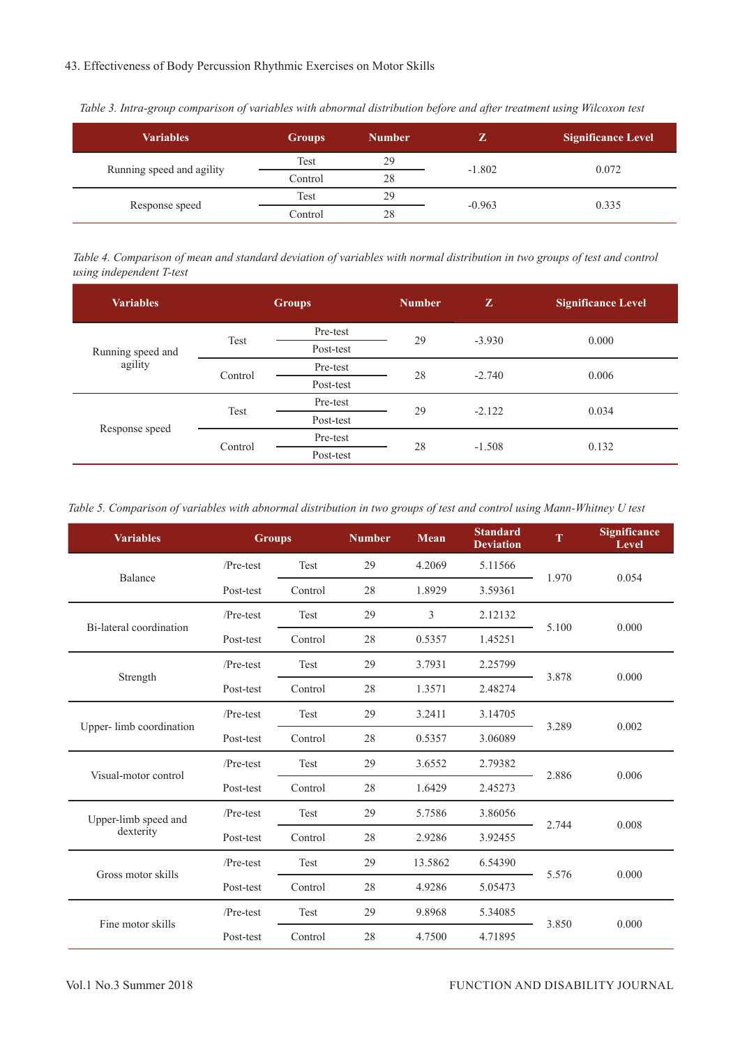*Table 3. Intra-group comparison of variables with abnormal distribution before and after treatment using Wilcoxon test*

| Variables | Groups | Number | Z | Significance Level |
|---|---|---|---|---|
| Running speed and agility | Test | 29 | -1.802 | 0.072 |
| | Control | 28 | | |
| Response speed | Test | 29 | -0.963 | 0.335 |
| | Control | 28 | | |

*Table 4. Comparison of mean and standard deviation of variables with normal distribution in two groups of test and control using independent T-test*

| Variables | Groups | | Number | Z | Significance Level |
|---|---|---|---|---|---|
| Running speed and agility | Test | Pre-test | 29 | -3.930 | 0.000 |
| | | Post-test | | | |
| | Control | Pre-test | 28 | -2.740 | 0.006 |
| | | Post-test | | | |
| Response speed | Test | Pre-test | 29 | -2.122 | 0.034 |
| | | Post-test | | | |
| | Control | Pre-test | 28 | -1.508 | 0.132 |
| | | Post-test | | | |

*Table 5. Comparison of variables with abnormal distribution in two groups of test and control using Mann-Whitney U test*

| Variables | Groups | | Number | Mean | Standard Deviation | T | Significance Level |
|---|---|---|---|---|---|---|---|
| Balance | /Pre-test | Test | 29 | 4.2069 | 5.11566 | 1.970 | 0.054 |
| | Post-test | Control | 28 | 1.8929 | 3.59361 | | |
| Bi-lateral coordination | /Pre-test | Test | 29 | 3 | 2.12132 | 5.100 | 0.000 |
| | Post-test | Control | 28 | 0.5357 | 1.45251 | | |
| Strength | /Pre-test | Test | 29 | 3.7931 | 2.25799 | 3.878 | 0.000 |
| | Post-test | Control | 28 | 1.3571 | 2.48274 | | |
| Upper- limb coordination | /Pre-test | Test | 29 | 3.2411 | 3.14705 | 3.289 | 0.002 |
| | Post-test | Control | 28 | 0.5357 | 3.06089 | | |
| Visual-motor control | /Pre-test | Test | 29 | 3.6552 | 2.79382 | 2.886 | 0.006 |
| | Post-test | Control | 28 | 1.6429 | 2.45273 | | |
| Upper-limb speed and dexterity | /Pre-test | Test | 29 | 5.7586 | 3.86056 | 2.744 | 0.008 |
| | Post-test | Control | 28 | 2.9286 | 3.92455 | | |
| Gross motor skills | /Pre-test | Test | 29 | 13.5862 | 6.54390 | 5.576 | 0.000 |
| | Post-test | Control | 28 | 4.9286 | 5.05473 | | |
| Fine motor skills | /Pre-test | Test | 29 | 9.8968 | 5.34085 | 3.850 | 0.000 |
| | Post-test | Control | 28 | 4.7500 | 4.71895 | | |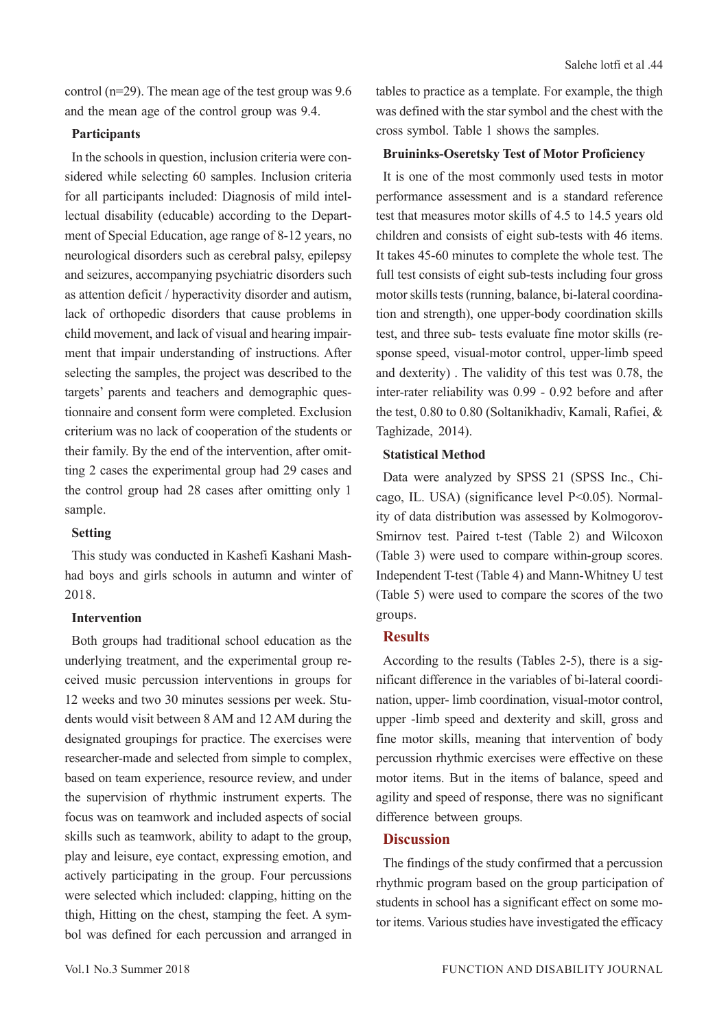control (n=29). The mean age of the test group was 9.6 and the mean age of the control group was 9.4.

### Participants

In the schools in question, inclusion criteria were considered while selecting 60 samples. Inclusion criteria for all participants included: Diagnosis of mild intellectual disability (educable) according to the Department of Special Education, age range of 8-12 years, no neurological disorders such as cerebral palsy, epilepsy and seizures, accompanying psychiatric disorders such as attention deficit / hyperactivity disorder and autism, lack of orthopedic disorders that cause problems in child movement, and lack of visual and hearing impairment that impair understanding of instructions. After selecting the samples, the project was described to the targets' parents and teachers and demographic questionnaire and consent form were completed. Exclusion criterium was no lack of cooperation of the students or their family. By the end of the intervention, after omitting 2 cases the experimental group had 29 cases and the control group had 28 cases after omitting only 1 sample.

### Setting

This study was conducted in Kashefi Kashani Mashhad boys and girls schools in autumn and winter of 2018.

### Intervention

Both groups had traditional school education as the underlying treatment, and the experimental group received music percussion interventions in groups for 12 weeks and two 30 minutes sessions per week. Students would visit between 8 AM and 12 AM during the designated groupings for practice. The exercises were researcher-made and selected from simple to complex, based on team experience, resource review, and under the supervision of rhythmic instrument experts. The focus was on teamwork and included aspects of social skills such as teamwork, ability to adapt to the group, play and leisure, eye contact, expressing emotion, and actively participating in the group. Four percussions were selected which included: clapping, hitting on the thigh, Hitting on the chest, stamping the feet. A symbol was defined for each percussion and arranged in tables to practice as a template. For example, the thigh was defined with the star symbol and the chest with the cross symbol. Table 1 shows the samples.

### Bruininks-Oseretsky Test of Motor Proficiency

It is one of the most commonly used tests in motor performance assessment and is a standard reference test that measures motor skills of 4.5 to 14.5 years old children and consists of eight sub-tests with 46 items. It takes 45-60 minutes to complete the whole test. The full test consists of eight sub-tests including four gross motor skills tests (running, balance, bi-lateral coordination and strength), one upper-body coordination skills test, and three sub- tests evaluate fine motor skills (response speed, visual-motor control, upper-limb speed and dexterity) . The validity of this test was 0.78, the inter-rater reliability was 0.99 - 0.92 before and after the test, 0.80 to 0.80 (Soltanikhadiv, Kamali, Rafiei, & Taghizade, 2014).

### Statistical Method

Data were analyzed by SPSS 21 (SPSS Inc., Chicago, IL. USA) (significance level $P<0.05$). Normality of data distribution was assessed by Kolmogorov-Smirnov test. Paired t-test (Table 2) and Wilcoxon (Table 3) were used to compare within-group scores. Independent T-test (Table 4) and Mann-Whitney U test (Table 5) were used to compare the scores of the two groups.

## Results

According to the results (Tables 2-5), there is a significant difference in the variables of bi-lateral coordination, upper- limb coordination, visual-motor control, upper -limb speed and dexterity and skill, gross and fine motor skills, meaning that intervention of body percussion rhythmic exercises were effective on these motor items. But in the items of balance, speed and agility and speed of response, there was no significant difference between groups.

## Discussion

The findings of the study confirmed that a percussion rhythmic program based on the group participation of students in school has a significant effect on some motor items. Various studies have investigated the efficacy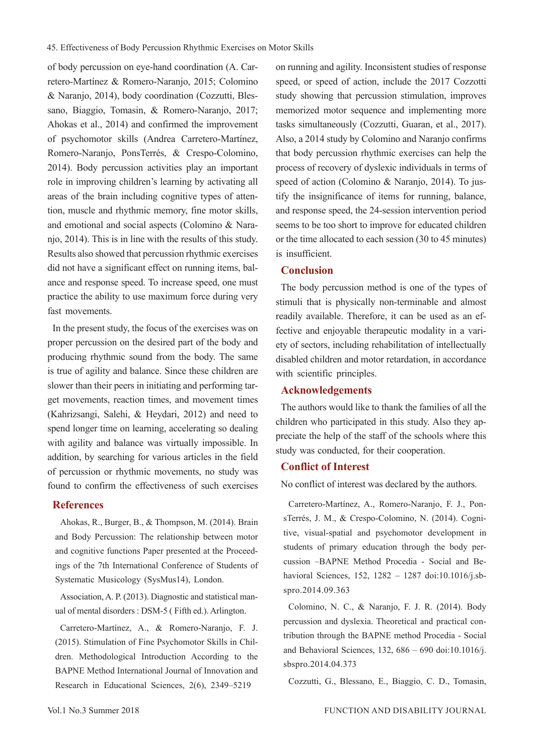of body percussion on eye-hand coordination (A. Carretero-Martínez & Romero-Naranjo, 2015; Colomino & Naranjo, 2014), body coordination (Cozzutti, Blessano, Biaggio, Tomasin, & Romero-Naranjo, 2017; Ahokas et al., 2014) and confirmed the improvement of psychomotor skills (Andrea Carretero-Martínez, Romero-Naranjo, PonsTerrés, & Crespo-Colomino, 2014). Body percussion activities play an important role in improving children's learning by activating all areas of the brain including cognitive types of attention, muscle and rhythmic memory, fine motor skills, and emotional and social aspects (Colomino & Naranjo, 2014). This is in line with the results of this study. Results also showed that percussion rhythmic exercises did not have a significant effect on running items, balance and response speed. To increase speed, one must practice the ability to use maximum force during very fast movements.

In the present study, the focus of the exercises was on proper percussion on the desired part of the body and producing rhythmic sound from the body. The same is true of agility and balance. Since these children are slower than their peers in initiating and performing target movements, reaction times, and movement times (Kahrizsangi, Salehi, & Heydari, 2012) and need to spend longer time on learning, accelerating so dealing with agility and balance was virtually impossible. In addition, by searching for various articles in the field of percussion or rhythmic movements, no study was found to confirm the effectiveness of such exercises on running and agility. Inconsistent studies of response speed, or speed of action, include the 2017 Cozzotti study showing that percussion stimulation, improves memorized motor sequence and implementing more tasks simultaneously (Cozzutti, Guaran, et al., 2017). Also, a 2014 study by Colomino and Naranjo confirms that body percussion rhythmic exercises can help the process of recovery of dyslexic individuals in terms of speed of action (Colomino & Naranjo, 2014). To justify the insignificance of items for running, balance, and response speed, the 24-session intervention period seems to be too short to improve for educated children or the time allocated to each session (30 to 45 minutes) is insufficient.

## Conclusion

The body percussion method is one of the types of stimuli that is physically non-terminable and almost readily available. Therefore, it can be used as an effective and enjoyable therapeutic modality in a variety of sectors, including rehabilitation of intellectually disabled children and motor retardation, in accordance with scientific principles.

## Acknowledgements

The authors would like to thank the families of all the children who participated in this study. Also they appreciate the help of the staff of the schools where this study was conducted, for their cooperation.

## Conflict of Interest

No conflict of interest was declared by the authors.

## References

Ahokas, R., Burger, B., & Thompson, M. (2014). Brain and Body Percussion: The relationship between motor and cognitive functions Paper presented at the Proceedings of the 7th International Conference of Students of Systematic Musicology (SysMus14), London.

Association, A. P. (2013). Diagnostic and statistical manual of mental disorders : DSM-5 ( Fifth ed.). Arlington.

Carretero-Martínez, A., & Romero-Naranjo, F. J. (2015). Stimulation of Fine Psychomotor Skills in Children. Methodological Introduction According to the BAPNE Method International Journal of Innovation and Research in Educational Sciences, 2(6), 2349–5219

Carretero-Martínez, A., Romero-Naranjo, F. J., PonsTerrés, J. M., & Crespo-Colomino, N. (2014). Cognitive, visual-spatial and psychomotor development in students of primary education through the body percussion –BAPNE Method Procedia - Social and Behavioral Sciences, 152, 1282 – 1287 doi:10.1016/j.sbspro.2014.09.363

Colomino, N. C., & Naranjo, F. J. R. (2014). Body percussion and dyslexia. Theoretical and practical contribution through the BAPNE method Procedia - Social and Behavioral Sciences, 132, 686 – 690 doi:10.1016/j.sbspro.2014.04.373

Cozzutti, G., Blessano, E., Biaggio, C. D., Tomasin,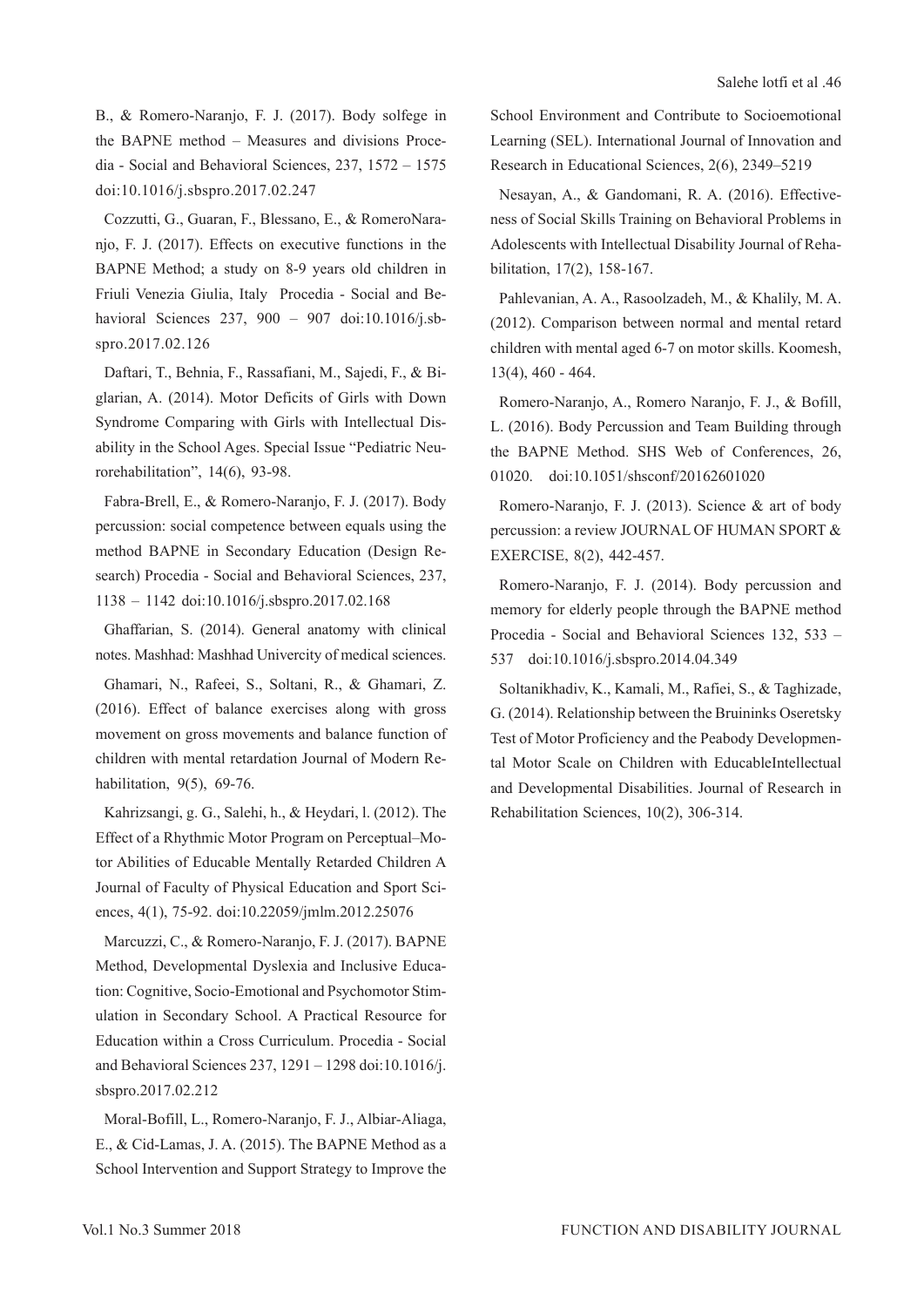B., & Romero-Naranjo, F. J. (2017). Body solfege in the BAPNE method – Measures and divisions Procedia - Social and Behavioral Sciences, 237, 1572 – 1575 doi:10.1016/j.sbspro.2017.02.247

Cozzutti, G., Guaran, F., Blessano, E., & RomeroNaranjo, F. J. (2017). Effects on executive functions in the BAPNE Method; a study on 8-9 years old children in Friuli Venezia Giulia, Italy Procedia - Social and Behavioral Sciences 237, 900 – 907 doi:10.1016/j.sbspro.2017.02.126

Daftari, T., Behnia, F., Rassafiani, M., Sajedi, F., & Biglarian, A. (2014). Motor Deficits of Girls with Down Syndrome Comparing with Girls with Intellectual Disability in the School Ages. Special Issue "Pediatric Neurorehabilitation", 14(6), 93-98.

Fabra-Brell, E., & Romero-Naranjo, F. J. (2017). Body percussion: social competence between equals using the method BAPNE in Secondary Education (Design Research) Procedia - Social and Behavioral Sciences, 237, 1138 – 1142 doi:10.1016/j.sbspro.2017.02.168

Ghaffarian, S. (2014). General anatomy with clinical notes. Mashhad: Mashhad Univercity of medical sciences.

Ghamari, N., Rafeei, S., Soltani, R., & Ghamari, Z. (2016). Effect of balance exercises along with gross movement on gross movements and balance function of children with mental retardation Journal of Modern Rehabilitation, 9(5), 69-76.

Kahrizsangi, g. G., Salehi, h., & Heydari, l. (2012). The Effect of a Rhythmic Motor Program on Perceptual–Motor Abilities of Educable Mentally Retarded Children A Journal of Faculty of Physical Education and Sport Sciences, 4(1), 75-92. doi:10.22059/jmlm.2012.25076

Marcuzzi, C., & Romero-Naranjo, F. J. (2017). BAPNE Method, Developmental Dyslexia and Inclusive Education: Cognitive, Socio-Emotional and Psychomotor Stimulation in Secondary School. A Practical Resource for Education within a Cross Curriculum. Procedia - Social and Behavioral Sciences 237, 1291 – 1298 doi:10.1016/j.sbspro.2017.02.212

Moral-Bofill, L., Romero-Naranjo, F. J., Albiar-Aliaga, E., & Cid-Lamas, J. A. (2015). The BAPNE Method as a School Intervention and Support Strategy to Improve the School Environment and Contribute to Socioemotional Learning (SEL). International Journal of Innovation and Research in Educational Sciences, 2(6), 2349–5219

Nesayan, A., & Gandomani, R. A. (2016). Effectiveness of Social Skills Training on Behavioral Problems in Adolescents with Intellectual Disability Journal of Rehabilitation, 17(2), 158-167.

Pahlevanian, A. A., Rasoolzadeh, M., & Khalily, M. A. (2012). Comparison between normal and mental retard children with mental aged 6-7 on motor skills. Koomesh, 13(4), 460 - 464.

Romero-Naranjo, A., Romero Naranjo, F. J., & Bofill, L. (2016). Body Percussion and Team Building through the BAPNE Method. SHS Web of Conferences, 26, 01020. doi:10.1051/shsconf/20162601020

Romero-Naranjo, F. J. (2013). Science & art of body percussion: a review JOURNAL OF HUMAN SPORT & EXERCISE, 8(2), 442-457.

Romero-Naranjo, F. J. (2014). Body percussion and memory for elderly people through the BAPNE method Procedia - Social and Behavioral Sciences 132, 533 – 537 doi:10.1016/j.sbspro.2014.04.349

Soltanikhadiv, K., Kamali, M., Rafiei, S., & Taghizade, G. (2014). Relationship between the Bruininks Oseretsky Test of Motor Proficiency and the Peabody Developmental Motor Scale on Children with EducableIntellectual and Developmental Disabilities. Journal of Research in Rehabilitation Sciences, 10(2), 306-314.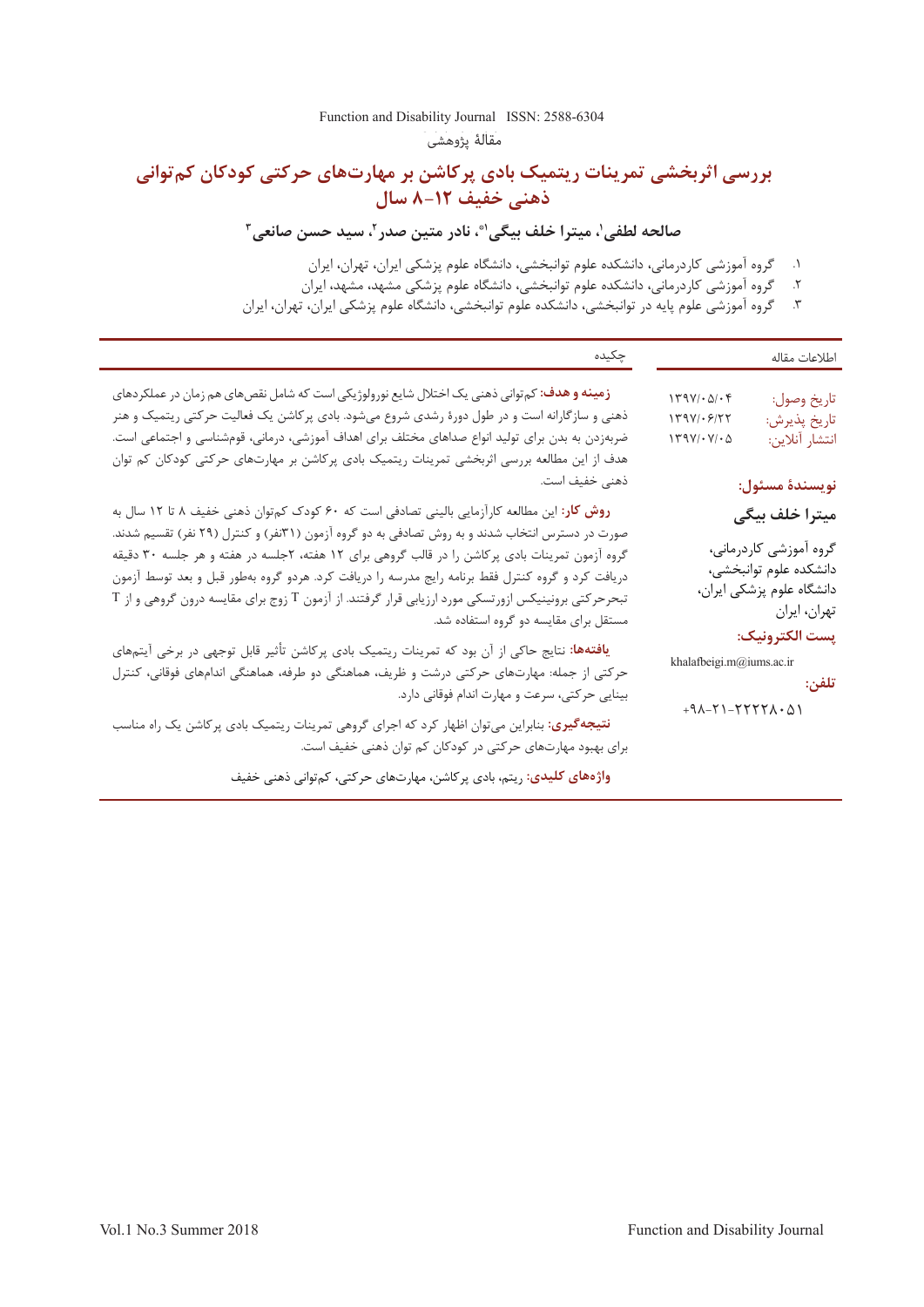مقالهٔ پژوهشی

# بررسی اثربخشی تمرینات ریتمیک بادی پرکاشن بر مهارت‌های حرکتی کودکان کم‌توانی ذهنی خفیف ۱۲-۸ سال

**صالحه لطفی[۱]، میترا خلف بیگی[۱*]، نادر متین صدر[۲]، سید حسن صانعی[۳]**

۱. گروه آموزشی کاردرمانی، دانشکده علوم توانبخشی، دانشگاه علوم پزشکی ایران، تهران، ایران
۲. گروه آموزشی کاردرمانی، دانشکده علوم توانبخشی، دانشگاه علوم پزشکی مشهد، مشهد، ایران
۳. گروه آموزشی علوم پایه در توانبخشی، دانشکده علوم توانبخشی، دانشگاه علوم پزشکی ایران، تهران، ایران

## اطلاعات مقاله

تاریخ وصول: ۱۳۹۷/۰۵/۰۴
تاریخ پذیرش: ۱۳۹۷/۰۶/۲۲
انتشار آنلاین: ۱۳۹۷/۰۷/۰۵

**نویسندهٔ مسئول:**

**میترا خلف بیگی**

گروه آموزشی کاردرمانی، دانشکده علوم توانبخشی، دانشگاه علوم پزشکی ایران، تهران، ایران

**پست الکترونیک:**

khalafbeigi.m@iums.ac.ir

**تلفن:**

+۹۸-۲۱-۲۲۲۲۸۰۵۱

## چکیده

**زمینه و هدف:** کم‌توانی ذهنی یک اختلال شایع نورولوژیکی است که شامل نقص‌های هم زمان در عملکردهای ذهنی و سازگارانه است و در طول دورهٔ رشدی شروع می‌شود. بادی پرکاشن یک فعالیت حرکتی ریتمیک و هنر ضربه‌زدن به بدن برای تولید انواع صداهای مختلف برای اهداف آموزشی، درمانی، قوم‌شناسی و اجتماعی است. هدف از این مطالعه بررسی اثربخشی تمرینات ریتمیک بادی پرکاشن بر مهارت‌های حرکتی کودکان کم توان ذهنی خفیف است.

**روش کار:** این مطالعه کارآزمایی بالینی تصادفی است که ۶۰ کودک کم‌توان ذهنی خفیف ۸ تا ۱۲ سال به صورت در دسترس انتخاب شدند و به روش تصادفی به دو گروه آزمون (۳۱نفر) و کنترل (۲۹ نفر) تقسیم شدند. گروه آزمون تمرینات بادی پرکاشن را در قالب گروهی برای ۱۲ هفته، ۲جلسه در هفته و هر جلسه ۳۰ دقیقه دریافت کرد و گروه کنترل فقط برنامه رایج مدرسه را دریافت کرد. هردو گروه به‌طور قبل و بعد توسط آزمون تبحرحرکتی برونینیکس ازورتسکی مورد ارزیابی قرار گرفتند. از آزمون T زوج برای مقایسه درون گروهی و از T مستقل برای مقایسه دو گروه استفاده شد.

**یافته‌ها:** نتایج حاکی از آن بود که تمرینات ریتمیک بادی پرکاشن تأثیر قابل توجهی در برخی آیتم‌های حرکتی از جمله: مهارت‌های حرکتی درشت و ظریف، هماهنگی دو طرفه، هماهنگی اندام‌های فوقانی، کنترل بینایی حرکتی، سرعت و مهارت اندام فوقانی دارد.

**نتیجه‌گیری:** بنابراین می‌توان اظهار کرد که اجرای گروهی تمرینات ریتمیک بادی پرکاشن یک راه مناسب برای بهبود مهارت‌های حرکتی در کودکان کم توان ذهنی خفیف است.

**واژه‌های کلیدی:** ریتم، بادی پرکاشن، مهارت‌های حرکتی، کم‌توانی ذهنی خفیف